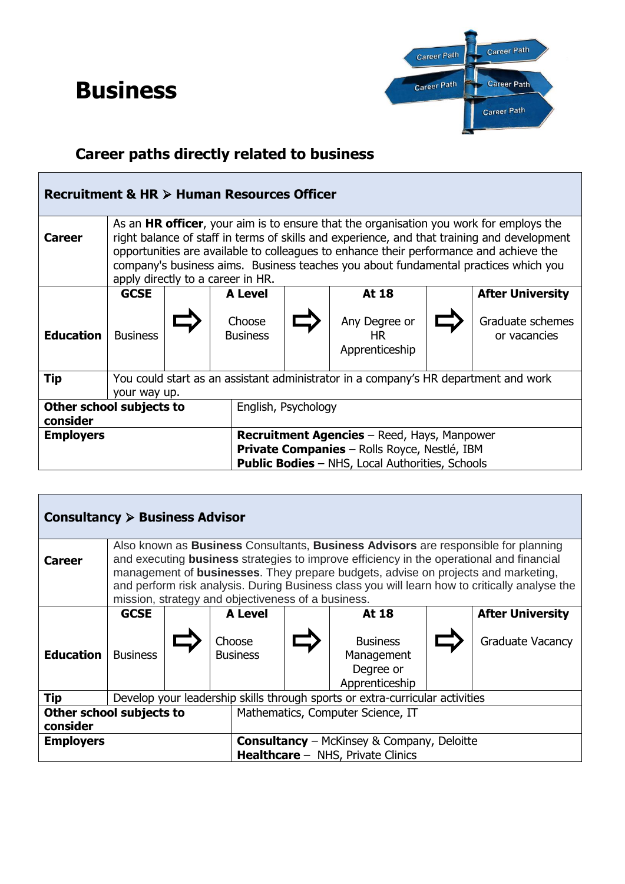# Business

## Career paths directly related to business

| Recruitment & HR ➢ Human Resources Officer | | | | | | | |
|---|---|---|---|---|---|---|---|
| **Career** | As an **HR officer**, your aim is to ensure that the organisation you work for employs the right balance of staff in terms of skills and experience, and that training and development opportunities are available to colleagues to enhance their performance and achieve the company's business aims. Business teaches you about fundamental practices which you apply directly to a career in HR. | | | | | | |
| **Education** | **GCSE**<br>Business | ⇨ | **A Level**<br>Choose Business | ⇨ | **At 18**<br>Any Degree or HR Apprenticeship | ⇨ | **After University**<br>Graduate schemes or vacancies |
| **Tip** | You could start as an assistant administrator in a company's HR department and work your way up. | | | | | | |
| **Other school subjects to consider** | English, Psychology | | | | | | |
| **Employers** | **Recruitment Agencies** – Reed, Hays, Manpower<br>**Private Companies** – Rolls Royce, Nestlé, IBM<br>**Public Bodies** – NHS, Local Authorities, Schools | | | | | | |

| Consultancy ➢ Business Advisor | | | | | | | |
|---|---|---|---|---|---|---|---|
| **Career** | Also known as **Business** Consultants, **Business Advisors** are responsible for planning and executing **business** strategies to improve efficiency in the operational and financial management of **businesses**. They prepare budgets, advise on projects and marketing, and perform risk analysis. During Business class you will learn how to critically analyse the mission, strategy and objectiveness of a business. | | | | | | |
| **Education** | **GCSE**<br>Business | ⇨ | **A Level**<br>Choose Business | ⇨ | **At 18**<br>Business Management Degree or Apprenticeship | ⇨ | **After University**<br>Graduate Vacancy |
| **Tip** | Develop your leadership skills through sports or extra-curricular activities | | | | | | |
| **Other school subjects to consider** | Mathematics, Computer Science, IT | | | | | | |
| **Employers** | **Consultancy** – McKinsey & Company, Deloitte<br>**Healthcare** – NHS, Private Clinics | | | | | | |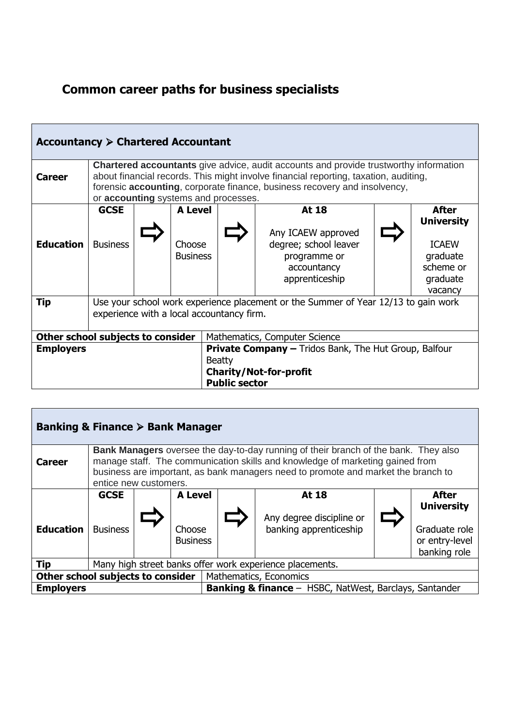# Common career paths for business specialists

## Accountancy ➢ Chartered Accountant

| | | | | | | | |
|---|---|---|---|---|---|---|---|
| **Career** | **Chartered accountants** give advice, audit accounts and provide trustworthy information about financial records. This might involve financial reporting, taxation, auditing, forensic **accounting**, corporate finance, business recovery and insolvency, or **accounting** systems and processes. | | | | | | |
| **Education** | **GCSE** Business | ⇨ | **A Level** Choose Business | ⇨ | **At 18** Any ICAEW approved degree; school leaver programme or accountancy apprenticeship | ⇨ | **After University** ICAEW graduate scheme or graduate vacancy |
| **Tip** | Use your school work experience placement or the Summer of Year 12/13 to gain work experience with a local accountancy firm. | | | | | | |
| **Other school subjects to consider** | | | Mathematics, Computer Science | | | | |
| **Employers** | | | **Private Company –** Tridos Bank, The Hut Group, Balfour Beatty **Charity/Not-for-profit** **Public sector** | | | | |

## Banking & Finance ➢ Bank Manager

| | | | | | | | |
|---|---|---|---|---|---|---|---|
| **Career** | **Bank Managers** oversee the day-to-day running of their branch of the bank. They also manage staff. The communication skills and knowledge of marketing gained from business are important, as bank managers need to promote and market the branch to entice new customers. | | | | | | |
| **Education** | **GCSE** Business | ⇨ | **A Level** Choose Business | ⇨ | **At 18** Any degree discipline or banking apprenticeship | ⇨ | **After University** Graduate role or entry-level banking role |
| **Tip** | Many high street banks offer work experience placements. | | | | | | |
| **Other school subjects to consider** | | | Mathematics, Economics | | | | |
| **Employers** | | | **Banking & finance** – HSBC, NatWest, Barclays, Santander | | | | |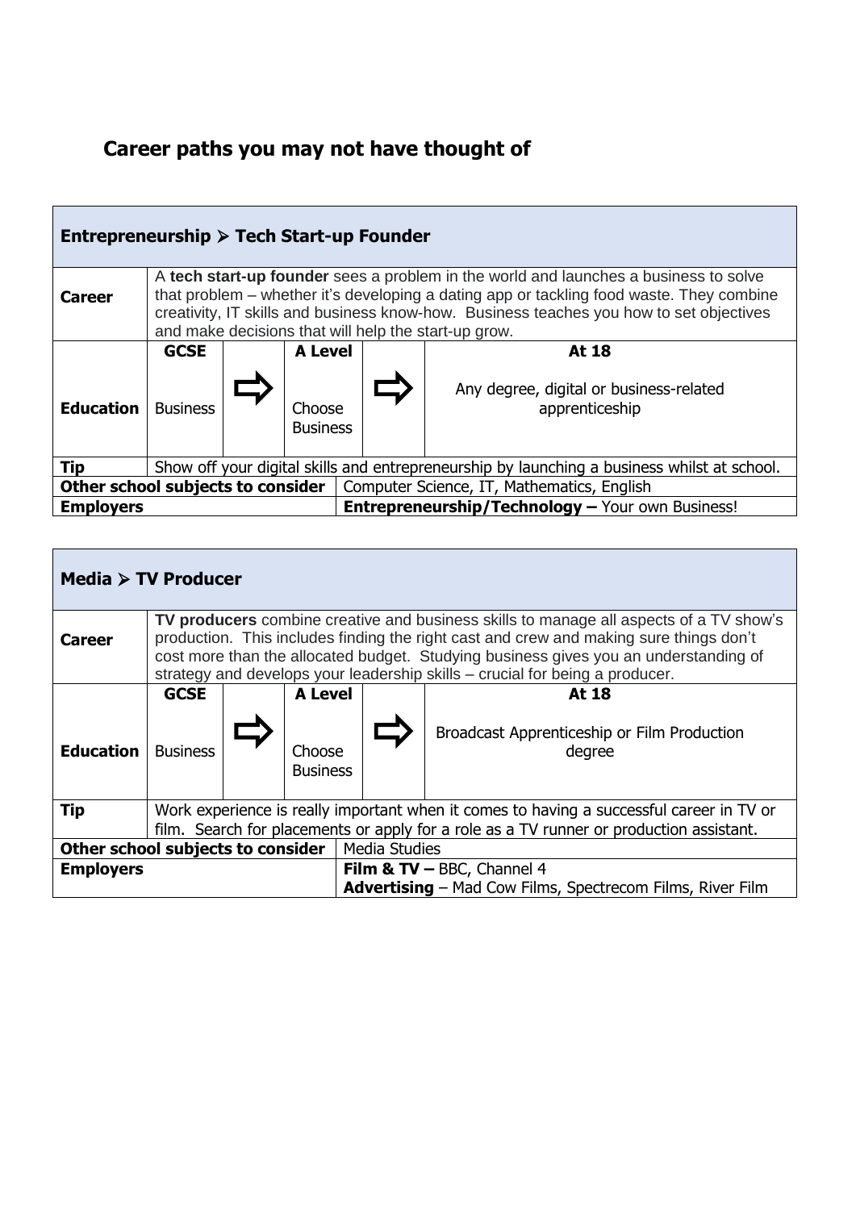## Career paths you may not have thought of

| Entrepreneurship ➢ Tech Start-up Founder | | | | | |
|---|---|---|---|---|---|
| **Career** | A **tech start-up founder** sees a problem in the world and launches a business to solve that problem – whether it's developing a dating app or tackling food waste. They combine creativity, IT skills and business know-how. Business teaches you how to set objectives and make decisions that will help the start-up grow. | | | | |
| **Education** | **GCSE**<br>Business | ⇨ | **A Level**<br>Choose Business | ⇨ | **At 18**<br>Any degree, digital or business-related apprenticeship |
| **Tip** | Show off your digital skills and entrepreneurship by launching a business whilst at school. | | | | |
| **Other school subjects to consider** | | | Computer Science, IT, Mathematics, English | | |
| **Employers** | | | **Entrepreneurship/Technology –** Your own Business! | | |

| Media ➢ TV Producer | | | | | |
|---|---|---|---|---|---|
| **Career** | **TV producers** combine creative and business skills to manage all aspects of a TV show's production. This includes finding the right cast and crew and making sure things don't cost more than the allocated budget. Studying business gives you an understanding of strategy and develops your leadership skills – crucial for being a producer. | | | | |
| **Education** | **GCSE**<br>Business | ⇨ | **A Level**<br>Choose Business | ⇨ | **At 18**<br>Broadcast Apprenticeship or Film Production degree |
| **Tip** | Work experience is really important when it comes to having a successful career in TV or film. Search for placements or apply for a role as a TV runner or production assistant. | | | | |
| **Other school subjects to consider** | | | Media Studies | | |
| **Employers** | | | **Film & TV –** BBC, Channel 4<br>**Advertising** – Mad Cow Films, Spectrecom Films, River Film | | |